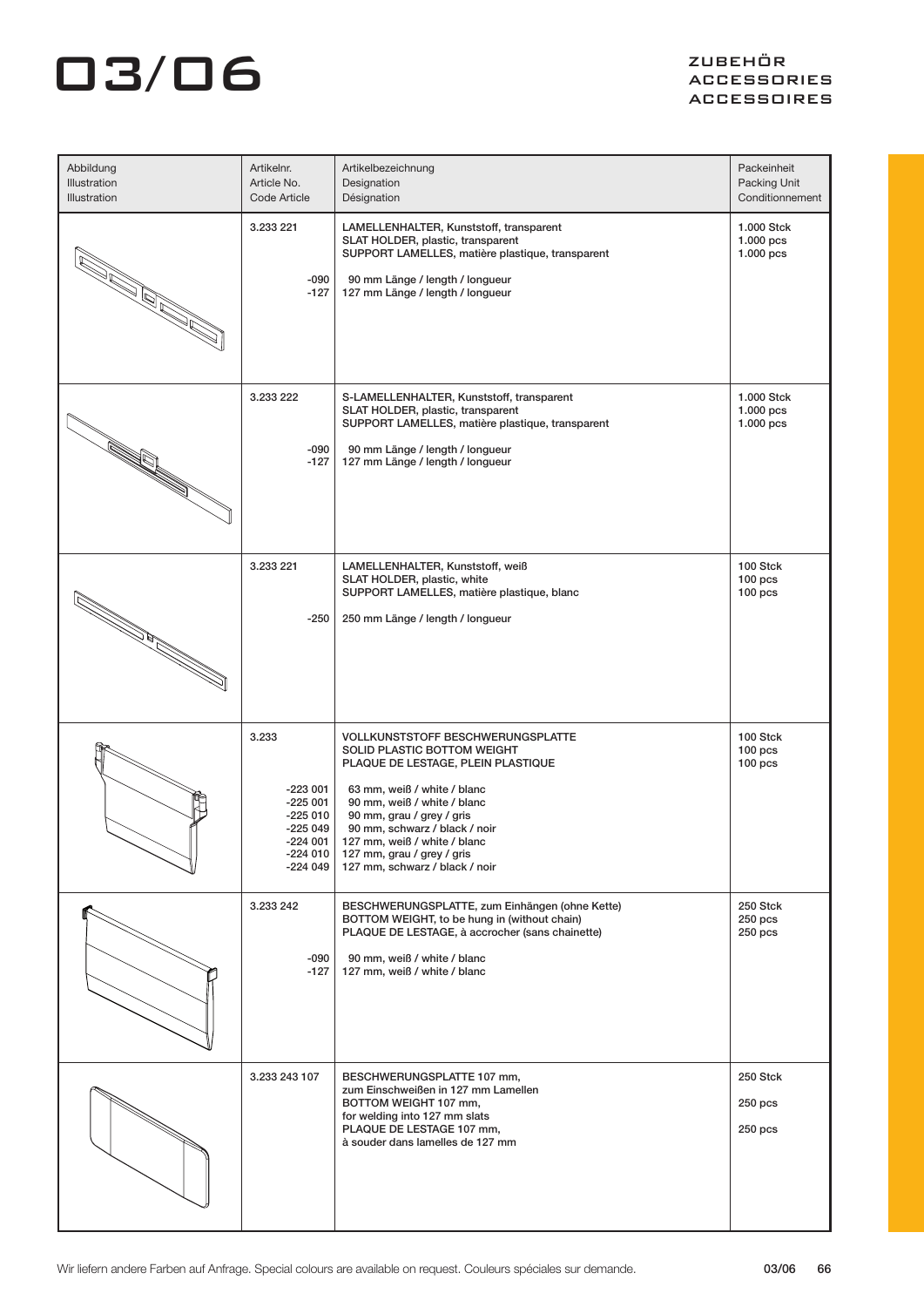# 03/06

**ZUBEHÖR**
**ACCESSORIES**
**ACCESSOIRES**

| Abbildung<br>Illustration<br>Illustration | Artikelnr.<br>Article No.<br>Code Article | Artikelbezeichnung<br>Designation<br>Désignation | Packeinheit<br>Packing Unit<br>Conditionnement |
|---|---|---|---|
| | 3.233 221<br><br>-090<br>-127 | LAMELLENHALTER, Kunststoff, transparent<br>SLAT HOLDER, plastic, transparent<br>SUPPORT LAMELLES, matière plastique, transparent<br><br>90 mm Länge / length / longueur<br>127 mm Länge / length / longueur | 1.000 Stck<br>1.000 pcs<br>1.000 pcs |
| | 3.233 222<br><br>-090<br>-127 | S-LAMELLENHALTER, Kunststoff, transparent<br>SLAT HOLDER, plastic, transparent<br>SUPPORT LAMELLES, matière plastique, transparent<br><br>90 mm Länge / length / longueur<br>127 mm Länge / length / longueur | 1.000 Stck<br>1.000 pcs<br>1.000 pcs |
| | 3.233 221<br><br>-250 | LAMELLENHALTER, Kunststoff, weiß<br>SLAT HOLDER, plastic, white<br>SUPPORT LAMELLES, matière plastique, blanc<br><br>250 mm Länge / length / longueur | 100 Stck<br>100 pcs<br>100 pcs |
| | 3.233<br><br>-223 001<br>-225 001<br>-225 010<br>-225 049<br>-224 001<br>-224 010<br>-224 049 | VOLLKUNSTSTOFF BESCHWERUNGSPLATTE<br>SOLID PLASTIC BOTTOM WEIGHT<br>PLAQUE DE LESTAGE, PLEIN PLASTIQUE<br><br>63 mm, weiß / white / blanc<br>90 mm, weiß / white / blanc<br>90 mm, grau / grey / gris<br>90 mm, schwarz / black / noir<br>127 mm, weiß / white / blanc<br>127 mm, grau / grey / gris<br>127 mm, schwarz / black / noir | 100 Stck<br>100 pcs<br>100 pcs |
| | 3.233 242<br><br>-090<br>-127 | BESCHWERUNGSPLATTE, zum Einhängen (ohne Kette)<br>BOTTOM WEIGHT, to be hung in (without chain)<br>PLAQUE DE LESTAGE, à accrocher (sans chainette)<br><br>90 mm, weiß / white / blanc<br>127 mm, weiß / white / blanc | 250 Stck<br>250 pcs<br>250 pcs |
| | 3.233 243 107 | BESCHWERUNGSPLATTE 107 mm,<br>zum Einschweißen in 127 mm Lamellen<br>BOTTOM WEIGHT 107 mm,<br>for welding into 127 mm slats<br>PLAQUE DE LESTAGE 107 mm,<br>à souder dans lamelles de 127 mm | 250 Stck<br><br>250 pcs<br><br>250 pcs |

Wir liefern andere Farben auf Anfrage. Special colours are available on request. Couleurs spéciales sur demande.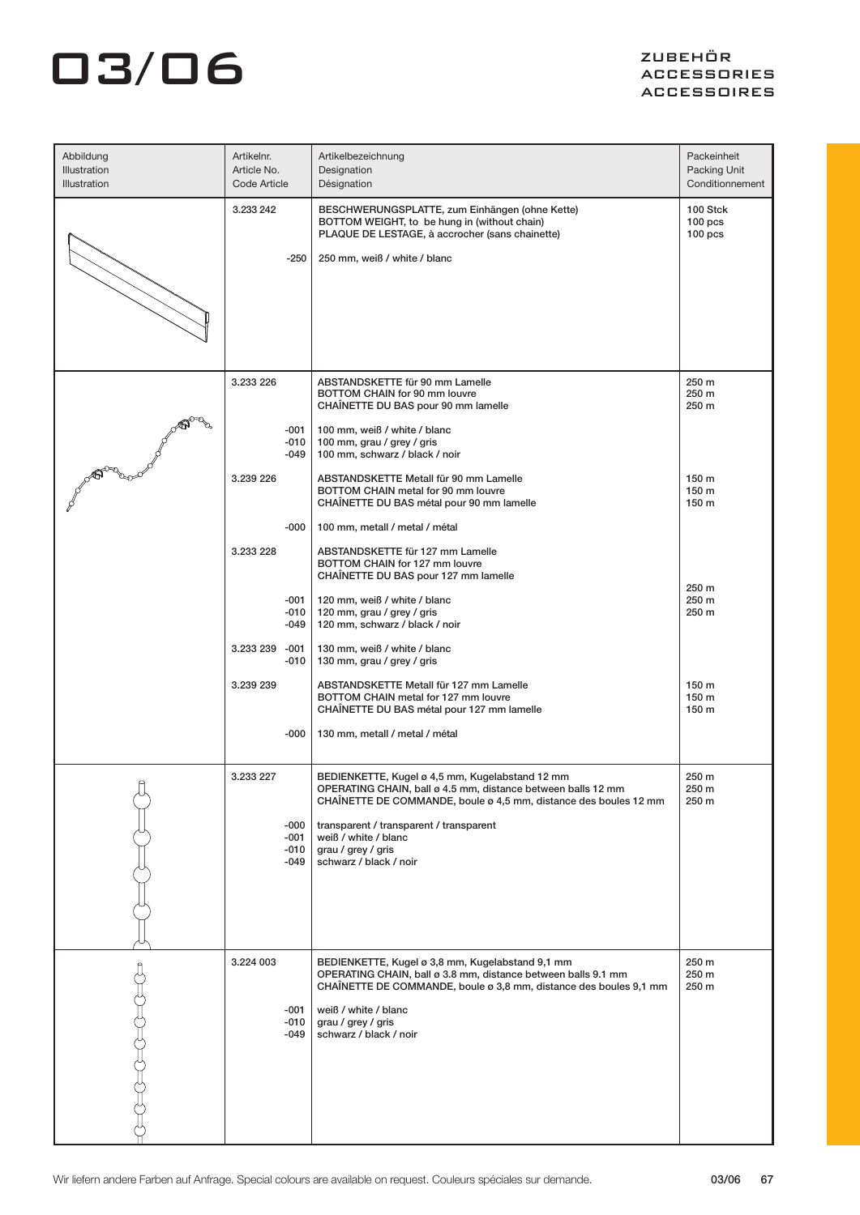# 03/06

ZUBEHÖR
ACCESSORIES
ACCESSOIRES

| Abbildung<br>Illustration<br>Illustration | Artikelnr.<br>Article No.<br>Code Article | Artikelbezeichnung<br>Designation<br>Désignation | Packeinheit<br>Packing Unit<br>Conditionnement |
|---|---|---|---|
| | 3.233 242 | BESCHWERUNGSPLATTE, zum Einhängen (ohne Kette)<br>BOTTOM WEIGHT, to be hung in (without chain)<br>PLAQUE DE LESTAGE, à accrocher (sans chainette) | 100 Stck<br>100 pcs<br>100 pcs |
| | -250 | 250 mm, weiß / white / blanc | |
| | 3.233 226 | ABSTANDSKETTE für 90 mm Lamelle<br>BOTTOM CHAIN for 90 mm louvre<br>CHAÎNETTE DU BAS pour 90 mm lamelle | 250 m<br>250 m<br>250 m |
| | -001<br>-010<br>-049 | 100 mm, weiß / white / blanc<br>100 mm, grau / grey / gris<br>100 mm, schwarz / black / noir | |
| | 3.239 226 | ABSTANDSKETTE Metall für 90 mm Lamelle<br>BOTTOM CHAIN metal for 90 mm louvre<br>CHAÎNETTE DU BAS métal pour 90 mm lamelle | 150 m<br>150 m<br>150 m |
| | -000 | 100 mm, metall / metal / métal | |
| | 3.233 228 | ABSTANDSKETTE für 127 mm Lamelle<br>BOTTOM CHAIN for 127 mm louvre<br>CHAÎNETTE DU BAS pour 127 mm lamelle | 250 m<br>250 m<br>250 m |
| | -001<br>-010<br>-049 | 120 mm, weiß / white / blanc<br>120 mm, grau / grey / gris<br>120 mm, schwarz / black / noir | |
| | 3.233 239 -001<br>-010 | 130 mm, weiß / white / blanc<br>130 mm, grau / grey / gris | |
| | 3.239 239 | ABSTANDSKETTE Metall für 127 mm Lamelle<br>BOTTOM CHAIN metal for 127 mm louvre<br>CHAÎNETTE DU BAS métal pour 127 mm lamelle | 150 m<br>150 m<br>150 m |
| | -000 | 130 mm, metall / metal / métal | |
| | 3.233 227 | BEDIENKETTE, Kugel ø 4,5 mm, Kugelabstand 12 mm<br>OPERATING CHAIN, ball ø 4.5 mm, distance between balls 12 mm<br>CHAÎNETTE DE COMMANDE, boule ø 4,5 mm, distance des boules 12 mm | 250 m<br>250 m<br>250 m |
| | -000<br>-001<br>-010<br>-049 | transparent / transparent / transparent<br>weiß / white / blanc<br>grau / grey / gris<br>schwarz / black / noir | |
| | 3.224 003 | BEDIENKETTE, Kugel ø 3,8 mm, Kugelabstand 9,1 mm<br>OPERATING CHAIN, ball ø 3.8 mm, distance between balls 9.1 mm<br>CHAÎNETTE DE COMMANDE, boule ø 3,8 mm, distance des boules 9,1 mm | 250 m<br>250 m<br>250 m |
| | -001<br>-010<br>-049 | weiß / white / blanc<br>grau / grey / gris<br>schwarz / black / noir | |

Wir liefern andere Farben auf Anfrage. Special colours are available on request. Couleurs spéciales sur demande.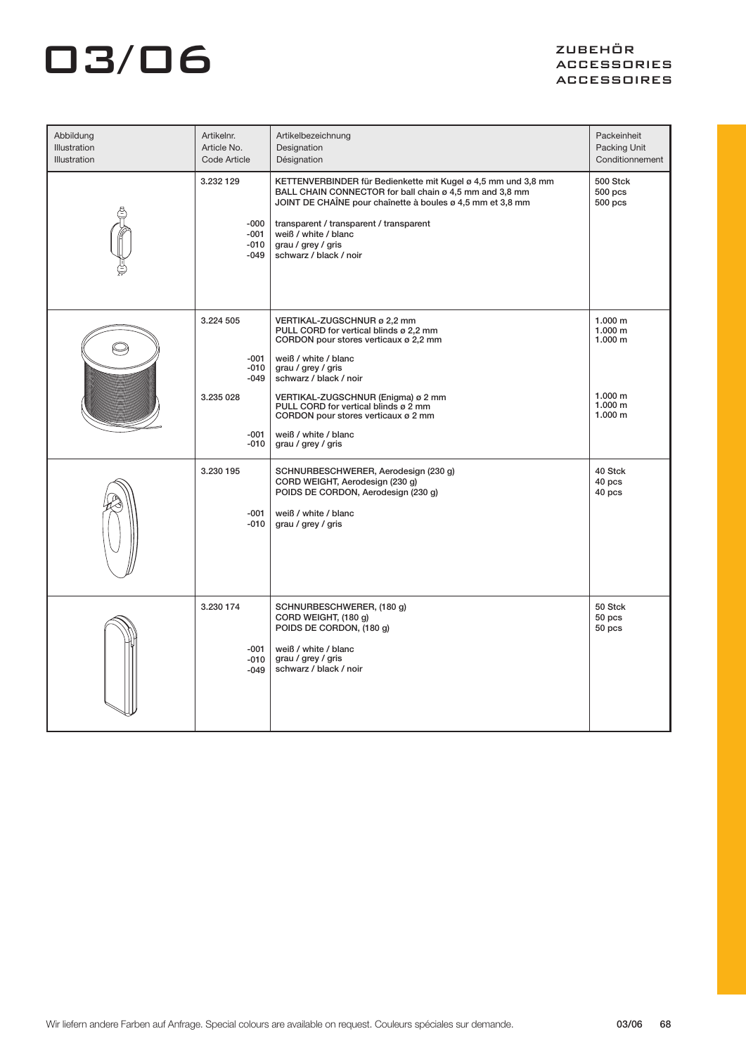# 03/06

**ZUBEHÖR**
**ACCESSORIES**
**ACCESSOIRES**

| Abbildung<br>Illustration<br>Illustration | Artikelnr.<br>Article No.<br>Code Article | Artikelbezeichnung<br>Designation<br>Désignation | Packeinheit<br>Packing Unit<br>Conditionnement |
|---|---|---|---|
| | 3.232 129 | KETTENVERBINDER für Bedienkette mit Kugel ø 4,5 mm und 3,8 mm<br>BALL CHAIN CONNECTOR for ball chain ø 4,5 mm and 3,8 mm<br>JOINT DE CHAÎNE pour chaînette à boules ø 4,5 mm et 3,8 mm | 500 Stck<br>500 pcs<br>500 pcs |
| | -000<br>-001<br>-010<br>-049 | transparent / transparent / transparent<br>weiß / white / blanc<br>grau / grey / gris<br>schwarz / black / noir | |
| | 3.224 505 | VERTIKAL-ZUGSCHNUR ø 2,2 mm<br>PULL CORD for vertical blinds ø 2,2 mm<br>CORDON pour stores verticaux ø 2,2 mm | 1.000 m<br>1.000 m<br>1.000 m |
| | -001<br>-010<br>-049 | weiß / white / blanc<br>grau / grey / gris<br>schwarz / black / noir | |
| | 3.235 028 | VERTIKAL-ZUGSCHNUR (Enigma) ø 2 mm<br>PULL CORD for vertical blinds ø 2 mm<br>CORDON pour stores verticaux ø 2 mm | 1.000 m<br>1.000 m<br>1.000 m |
| | -001<br>-010 | weiß / white / blanc<br>grau / grey / gris | |
| | 3.230 195 | SCHNURBESCHWERER, Aerodesign (230 g)<br>CORD WEIGHT, Aerodesign (230 g)<br>POIDS DE CORDON, Aerodesign (230 g) | 40 Stck<br>40 pcs<br>40 pcs |
| | -001<br>-010 | weiß / white / blanc<br>grau / grey / gris | |
| | 3.230 174 | SCHNURBESCHWERER, (180 g)<br>CORD WEIGHT, (180 g)<br>POIDS DE CORDON, (180 g) | 50 Stck<br>50 pcs<br>50 pcs |
| | -001<br>-010<br>-049 | weiß / white / blanc<br>grau / grey / gris<br>schwarz / black / noir | |

Wir liefern andere Farben auf Anfrage. Special colours are available on request. Couleurs spéciales sur demande.